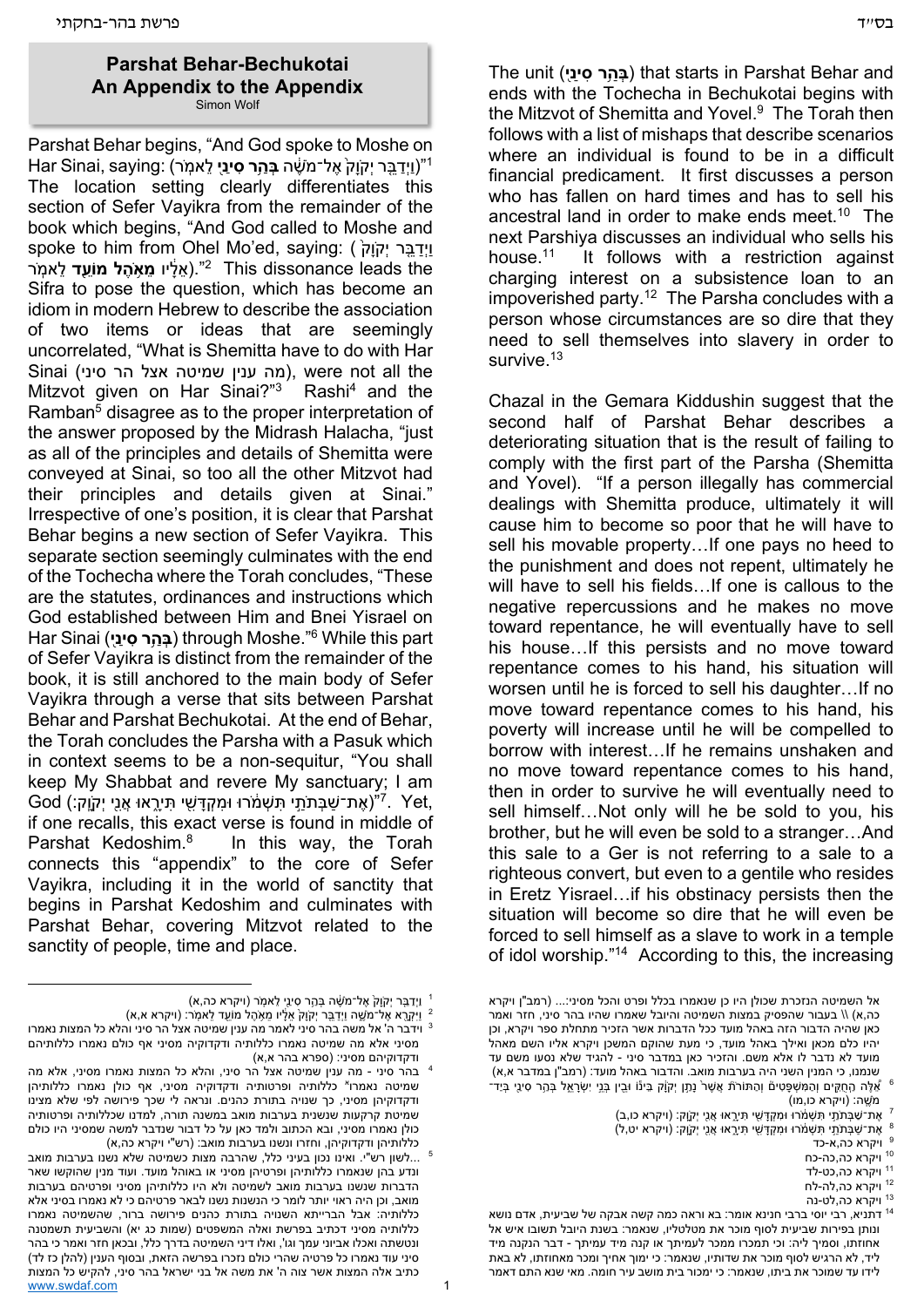## Parshat Behar-Bechukotai
## An Appendix to the Appendix
Simon Wolf

Parshat Behar begins, "And God spoke to Moshe on Har Sinai, saying: (וַיְדַבֵּר יְקֹוָק אֶל־מֹשֶׁה **בְּהַר סִינַי** לֵאמֹר)"[1] The location setting clearly differentiates this section of Sefer Vayikra from the remainder of the book which begins, "And God called to Moshe and spoke to him from Ohel Mo'ed, saying: (וַיְדַבֵּר יְקֹוָק אֵלָיו **מֵאֹהֶל מוֹעֵד** לֵאמֹר)."[2] This dissonance leads the Sifra to pose the question, which has become an idiom in modern Hebrew to describe the association of two items or ideas that are seemingly uncorrelated, "What is Shemitta have to do with Har Sinai (מה ענין שמיטה אצל הר סיני), were not all the Mitzvot given on Har Sinai?"[3] Rashi[4] and the Ramban[5] disagree as to the proper interpretation of the answer proposed by the Midrash Halacha, "just as all of the principles and details of Shemitta were conveyed at Sinai, so too all the other Mitzvot had their principles and details given at Sinai." Irrespective of one's position, it is clear that Parshat Behar begins a new section of Sefer Vayikra. This separate section seemingly culminates with the end of the Tochecha where the Torah concludes, "These are the statutes, ordinances and instructions which God established between Him and Bnei Yisrael on Har Sinai (**בְּהַר סִינַי**) through Moshe."[6] While this part of Sefer Vayikra is distinct from the remainder of the book, it is still anchored to the main body of Sefer Vayikra through a verse that sits between Parshat Behar and Parshat Bechukotai. At the end of Behar, the Torah concludes the Parsha with a Pasuk which in context seems to be a non-sequitur, "You shall keep My Shabbat and revere My sanctuary; I am God (אֶת־שַׁבְּתֹתַי תִּשְׁמֹרוּ וּמִקְדָּשִׁי תִּירָאוּ אֲנִי יְקֹוָק:)"[7]. Yet, if one recalls, this exact verse is found in middle of Parshat Kedoshim.[8] In this way, the Torah connects this "appendix" to the core of Sefer Vayikra, including it in the world of sanctity that begins in Parshat Kedoshim and culminates with Parshat Behar, covering Mitzvot related to the sanctity of people, time and place.

The unit (**בְּהַר סִינַי**) that starts in Parshat Behar and ends with the Tochecha in Bechukotai begins with the Mitzvot of Shemitta and Yovel.[9] The Torah then follows with a list of mishaps that describe scenarios where an individual is found to be in a difficult financial predicament. It first discusses a person who has fallen on hard times and has to sell his ancestral land in order to make ends meet.[10] The next Parshiya discusses an individual who sells his house.[11] It follows with a restriction against charging interest on a subsistence loan to an impoverished party.[12] The Parsha concludes with a person whose circumstances are so dire that they need to sell themselves into slavery in order to survive.[13]

Chazal in the Gemara Kiddushin suggest that the second half of Parshat Behar describes a deteriorating situation that is the result of failing to comply with the first part of the Parsha (Shemitta and Yovel). "If a person illegally has commercial dealings with Shemitta produce, ultimately it will cause him to become so poor that he will have to sell his movable property…If one pays no heed to the punishment and does not repent, ultimately he will have to sell his fields…If one is callous to the negative repercussions and he makes no move toward repentance, he will eventually have to sell his house…If this persists and no move toward repentance comes to his hand, his situation will worsen until he is forced to sell his daughter…If no move toward repentance comes to his hand, his poverty will increase until he will be compelled to borrow with interest…If he remains unshaken and no move toward repentance comes to his hand, then in order to survive he will eventually need to sell himself…Not only will he be sold to you, his brother, but he will even be sold to a stranger…And this sale to a Ger is not referring to a sale to a righteous convert, but even to a gentile who resides in Eretz Yisrael…if his obstinacy persists then the situation will become so dire that he will even be forced to sell himself as a slave to work in a temple of idol worship."[14] According to this, the increasing

---

[1] וַיְדַבֵּר יְקֹוָק אֶל־מֹשֶׁה בְּהַר סִינַי לֵאמֹר (ויקרא כה,א)

[2] וַיִּקְרָא אֶל־מֹשֶׁה וַיְדַבֵּר יְקֹוָק אֵלָיו מֵאֹהֶל מוֹעֵד לֵאמֹר: (ויקרא א,א)

[3] וידבר ה' אל משה בהר סיני לאמר מה ענין שמיטה אצל הר סיני והלא כל המצות נאמרו מסיני אלא מה שמיטה נאמרו כללותיה ודקדוקיה מסיני אף כולם נאמרו כללותיהם ודקדוקיהם מסיני: (ספרא בהר א,א)

[4] בהר סיני - מה ענין שמיטה אצל הר סיני, והלא כל המצות נאמרו מסיני, אלא מה שמיטה נאמרו כללותיה ופרטותיה ודקדוקיה מסיני, אף כולן נאמרו כללותיהן ודקדוקיהן מסיני, כך שנויה בתורת כהנים. ונראה לי שכך פירושה לפי שלא מצינו שמיטת קרקעות שנשנית בערבות מואב במשנה תורה, למדנו שכללותיה ופרטותיה כולן נאמרו מסיני, ובא הכתוב ולמד כאן על כל דבור שנדבר למשה שמסיני היו כולם כללותיהן ודקדוקיהן, וחזרו ונשנו בערבות מואב: (רש"י ויקרא כה,א)

[5] ...לשון רש"י. ואינו נכון בעיני כלל, שהרבה מצות כשמיטה שלא נשנו בערבות מואב ונדע בהן שנאמרו כללותיהן ופרטיהן מסיני או באוהל מועד. ועוד מנין שהוקשו שאר הדברות שנשנו בערבות מואב לשמיטה ולא היו כללותיהן מסיני ופרטיהם בערבות מואב, וכן היה ראוי יותר לומר כי הנשנות נשנו לבאר פרטיהם כי לא נאמרו בסיני אלא כללותיהן: אבל הברייתא השנויה בתורת כהנים פירושה ברור, שהשמיטה נאמרו כללותיה מסיני דכתיב בפרשת ואלה המשפטים (שמות כג יא) והשביעית תשמטנו ונטשתה ואכלו אביוני עמך וגו', ואלו דיני השמיטה בדרך כלל, ובכאן חזר ואמר כי בהר סיני עוד נאמרו כל פרטיה שהרי כולם נזכרו בפרשה הזאת, ובסוף הענין (להלן כז לד) כתיב אלה המצות אשר צוה ה' את משה אל בני ישראל בהר סיני, להקיש כל המצות אל השמיטה הנזכרת שכולן היו כן שנאמרו בכלל ופרט והכל מסיני:... (רמב"ן ויקרא כה,א) \\ בעבור שהפסיק במצות השמיטה והיובל שאמרו שהיה בהר סיני, חזר ואמר כאן שהיה הדבור הזה באהל מועד ככל הדברות אשר הזכיר מתחלת ספר ויקרא, וכן יהיו כלם מכאן ואילך באהל מועד, כי מעת שהוקם המשכן יקרא אליו השם מאהל מועד לא נדבר לו אלא משם. והזכיר כאן במדבר סיני - להגיד שלא נסעו משם עד שנמנו, כי המנין השני היה בערבות מואב. והדבור באהל מועד: (רמב"ן במדבר א,א)

[6] אֵלֶּה הַחֻקִּים וְהַמִּשְׁפָּטִים וְהַתּוֹרֹת אֲשֶׁר נָתַן יְקֹוָק בֵּינוֹ וּבֵין בְּנֵי יִשְׂרָאֵל בְּהַר סִינַי בְּיַד־מֹשֶׁה: (ויקרא כו,מו)

[7] אֶת־שַׁבְּתֹתַי תִּשְׁמֹרוּ וּמִקְדָּשִׁי תִּירָאוּ אֲנִי יְקֹוָק: (ויקרא כו,ב)

[8] אֶת־שַׁבְּתֹתַי תִּשְׁמֹרוּ וּמִקְדָּשִׁי תִּירָאוּ אֲנִי יְקֹוָק: (ויקרא יט,ל)

[9] ויקרא כה,א-כד

[10] ויקרא כה,כה-כח

[11] ויקרא כה,כט-לד

[12] ויקרא כה,לה-לח

[13] ויקרא כה,לט-נה

[14] דתניא, רבי יוסי ברבי חנינא אומר: בא וראה כמה קשה אבקה של שביעית, אדם נושא ונותן בפירות שביעית לסוף מוכר את מטלטליו, שנאמר: בשנת היובל תשובו איש אל אחוזתו, וסמיך ליה: וכי תמכרו ממכר לעמיתך או קנה מיד עמיתך - דבר הנקנה מיד ליד, לא הרגיש לסוף מוכר את שדותיו, שנאמר: כי ימוך אחיך ומכר מאחוזתו, לא באת לידו עד שמוכר את ביתו, שנאמר: כי ימכור בית מושב עיר חומה. מאי שנא התם דאמר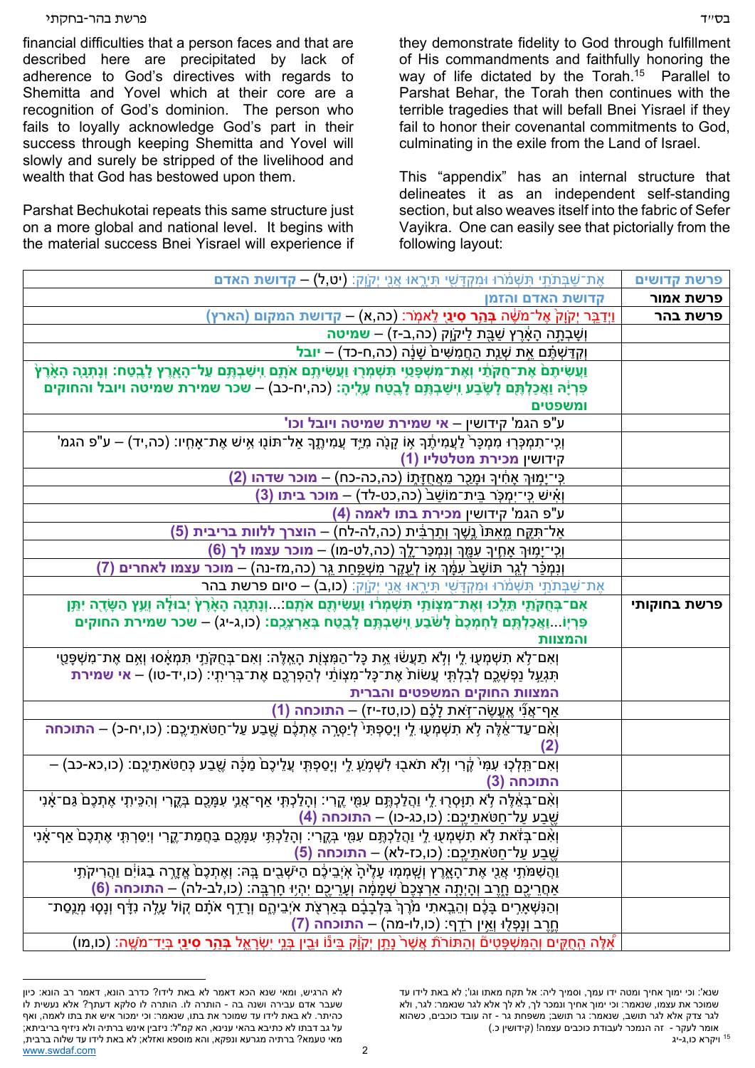financial difficulties that a person faces and that are described here are precipitated by lack of adherence to God's directives with regards to Shemitta and Yovel which at their core are a recognition of God's dominion. The person who fails to loyally acknowledge God's part in their success through keeping Shemitta and Yovel will slowly and surely be stripped of the livelihood and wealth that God has bestowed upon them.

Parshat Bechukotai repeats this same structure just on a more global and national level. It begins with the material success Bnei Yisrael will experience if they demonstrate fidelity to God through fulfillment of His commandments and faithfully honoring the way of life dictated by the Torah.[15] Parallel to Parshat Behar, the Torah then continues with the terrible tragedies that will befall Bnei Yisrael if they fail to honor their covenantal commitments to God, culminating in the exile from the Land of Israel.

This "appendix" has an internal structure that delineates it as an independent self-standing section, but also weaves itself into the fabric of Sefer Vayikra. One can easily see that pictorially from the following layout:

| פרשה | |
|---|---|
| **פרשת קדושים** | אֶת־שַׁבְּתֹתַי תִּשְׁמֹרוּ וּמִקְדָּשִׁי תִּירָאוּ אֲנִי יְקֹוָק: (יט,ל) – **קדושת האדם** |
| **פרשת אמור** | **קדושת האדם והזמן** |
| **פרשת בהר** | וַיְדַבֵּר יְקֹוָק אֶל־מֹשֶׁה **בְּהַר סִינַי** לֵאמֹר: (כה,א) – **קדושת המקום (הארץ)** |
| | וְשָׁבְתָה הָאָרֶץ שַׁבָּת לַיקֹוָק (כה,ב-ז) – **שמיטה** |
| | וְקִדַּשְׁתֶּם אֵת שְׁנַת הַחֲמִשִּׁים שָׁנָה (כה,ח-כד) – **יובל** |
| | **וַעֲשִׂיתֶם אֶת־חֻקֹּתַי וְאֶת־מִשְׁפָּטַי תִּשְׁמְרוּ וַעֲשִׂיתֶם אֹתָם וִישַׁבְתֶּם עַל־הָאָרֶץ לָבֶטַח: וְנָתְנָה הָאָרֶץ פִּרְיָהּ וַאֲכַלְתֶּם לָשֹׂבַע וִישַׁבְתֶּם לָבֶטַח עָלֶיהָ: (כה,יח-כב) – שכר שמירת שמיטה ויובל והחוקים ומשפטים** |
| | ע"פ הגמ' קידושין – **אי שמירת שמיטה ויובל וכו'** |
| | וְכִי־תִמְכְּרוּ מִמְכָּר לַעֲמִיתֶךָ אוֹ קָנֹה מִיַּד עֲמִיתֶךָ אַל־תּוֹנוּ אִישׁ אֶת־אָחִיו: (כה,יד) – ע"פ הגמ' קידושין **מכירת מטלטליו (1)** |
| | כִּי־יָמוּךְ אָחִיךָ וּמָכַר מֵאֲחֻזָּתוֹ (כה,כה-כח) – **מוכר שדהו (2)** |
| | וְאִישׁ כִּי־יִמְכֹּר בֵּית־מוֹשַׁב (כה,כט-לד) – **מוכר ביתו (3)** |
| | ע"פ הגמ' קידושין **מכירת בתו לאמה (4)** |
| | אַל־תִּקַּח מֵאִתּוֹ נֶשֶׁךְ וְתַרְבִּית (כה,לה-לח) – **הוצרך ללוות בריבית (5)** |
| | וְכִי־יָמוּךְ אָחִיךָ עִמָּךְ וְנִמְכַּר־לָךְ (כה,לט-מו) – **מוכר עצמו לך (6)** |
| | וְנִמְכַּר לְגֵר תּוֹשָׁב עִמָּךְ אוֹ לְעֵקֶר מִשְׁפַּחַת גֵּר (כה,מז-נה) – **מוכר עצמו לאחרים (7)** |
| | אֶת־שַׁבְּתֹתַי תִּשְׁמֹרוּ וּמִקְדָּשִׁי תִּירָאוּ אֲנִי יְקֹוָק: (כו,ב) – סיום פרשת בהר |
| **פרשת בחוקותי** | **אִם־בְּחֻקֹּתַי תֵּלֵכוּ וְאֶת־מִצְוֹתַי תִּשְׁמְרוּ וַעֲשִׂיתֶם אֹתָם:...וְנָתְנָה הָאָרֶץ יְבוּלָהּ וְעֵץ הַשָּׂדֶה יִתֵּן פִּרְיוֹ...וַאֲכַלְתֶּם לַחְמְכֶם לָשֹׂבַע וִישַׁבְתֶּם לָבֶטַח בְּאַרְצְכֶם: (כו,ג-יג) – שכר שמירת החוקים והמצוות** |
| | וְאִם־לֹא תִשְׁמְעוּ לִי וְלֹא תַעֲשׂוּ אֵת כָּל־הַמִּצְוֹת הָאֵלֶּה: וְאִם־בְּחֻקֹּתַי תִּמְאָסוּ וְאִם אֶת־מִשְׁפָּטַי תִּגְעַל נַפְשְׁכֶם לְבִלְתִּי עֲשׂוֹת אֶת־כָּל־מִצְוֹתַי לְהַפְרְכֶם אֶת־בְּרִיתִי: (כו,יד-טו) – **אי שמירת המצוות החוקים המשפטים והברית** |
| | אַף־אֲנִי אֶעֱשֶׂה־זֹּאת לָכֶם (כו,טז-יז) – **התוכחה (1)** |
| | וְאִם־עַד־אֵלֶּה לֹא תִשְׁמְעוּ לִי וְיָסַפְתִּי לְיַסְּרָה אֶתְכֶם שֶׁבַע עַל־חַטֹּאתֵיכֶם: (כו,יח-כ) – **התוכחה (2)** |
| | וְאִם־תֵּלְכוּ עִמִּי קֶרִי וְלֹא תֹאבוּ לִשְׁמֹעַ לִי וְיָסַפְתִּי עֲלֵיכֶם מַכָּה שֶׁבַע כְּחַטֹּאתֵיכֶם: (כו,כא-כב) – **התוכחה (3)** |
| | וְאִם־בְּאֵלֶּה לֹא תִוָּסְרוּ לִי וַהֲלַכְתֶּם עִמִּי קֶרִי: וְהָלַכְתִּי אַף־אֲנִי עִמָּכֶם בְּקֶרִי וְהִכֵּיתִי אֶתְכֶם גַּם־אָנִי שֶׁבַע עַל־חַטֹּאתֵיכֶם: (כו,כג-כו) – **התוכחה (4)** |
| | וְאִם־בְּזֹאת לֹא תִשְׁמְעוּ לִי וַהֲלַכְתֶּם עִמִּי בְּקֶרִי: וְהָלַכְתִּי עִמָּכֶם בַּחֲמַת־קֶרִי וְיִסַּרְתִּי אֶתְכֶם אַף־אָנִי שֶׁבַע עַל־חַטֹּאתֵיכֶם: (כו,כז-לא) – **התוכחה (5)** |
| | וַהֲשִׁמֹּתִי אֲנִי אֶת־הָאָרֶץ וְשָׁמְמוּ עָלֶיהָ אֹיְבֵיכֶם הַיֹּשְׁבִים בָּהּ: וְאֶתְכֶם אֱזָרֶה בַגּוֹיִם וַהֲרִיקֹתִי אַחֲרֵיכֶם חָרֶב וְהָיְתָה אַרְצְכֶם שְׁמָמָה וְעָרֵיכֶם יִהְיוּ חָרְבָּה: (כו,לב-לה) – **התוכחה (6)** |
| | וְהַנִּשְׁאָרִים בָּכֶם וְהֵבֵאתִי מֹרֶךְ בִּלְבָבָם בְּאַרְצֹת אֹיְבֵיהֶם וְרָדַף אֹתָם קוֹל עָלֶה נִדָּף וְנָסוּ מְנֻסַת־חֶרֶב וְנָפְלוּ וְאֵין רֹדֵף: (כו,לו-מה) – **התוכחה (7)** |
| | אֵלֶּה הַחֻקִּים וְהַמִּשְׁפָּטִים וְהַתּוֹרֹת אֲשֶׁר נָתַן יְקֹוָק בֵּינוֹ וּבֵין בְּנֵי יִשְׂרָאֵל **בְּהַר סִינַי** בְּיַד־מֹשֶׁה: (כו,מו) |

---

שנא': וכי ימוך אחיך ומטה ידו עמך, וסמכת ליה: אל תקח מאתו וגו'; לא באת לידו עד שמוכר את עצמו, שנאמר: וכי ימוך אחיך ונמכר לך, לא לך אלא לגר שנאמר: לגר, ולא לגר צדק אלא לגר תושב, שנאמר: גר תושב; משפחת גר - זה עובד כוכבים, כשהוא אומר לעקר - זה הנמכר לעבודת כוכבים עצמה! (קידושין כ.)

[15] ויקרא כו,ג-יג

לא הרגיש, ומאי שנא הכא דאמר לא באת לידו? כדרב הונא, דאמר רב הונא: כיון שעבר אדם עבירה ושנה בה - הותרה לו. הותרה לו סלקא דעתך? אלא נעשית לו כהיתר. לא באת לידו עד שמוכר את בתו, שנאמר: וכי ימכור איש את בתו לאמה, ואף על גב דבתו לא כתיבא בהאי ענינא, הא קמ"ל: ניזבין אינש ברתיה ולא ניזיף בריביתא; מאי טעמא? ברתיה מגרעא ונפקא, והא מוספא ואזלא; לא באת לידו עד שלוה ברבית,

www.swdaf.com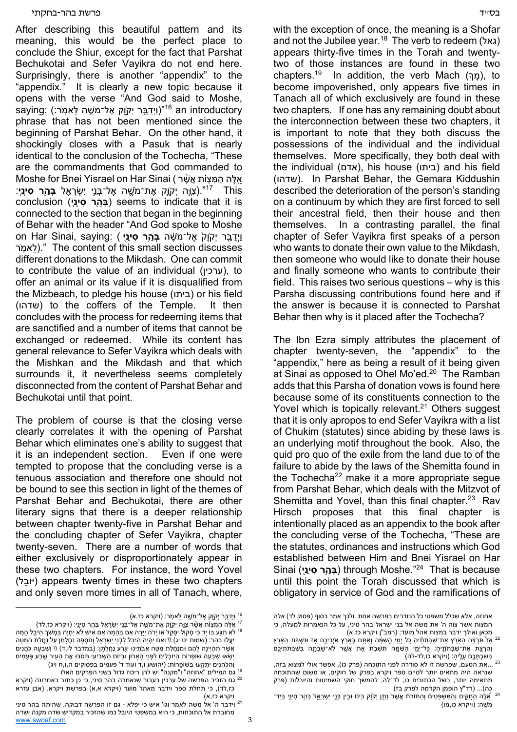After describing this beautiful pattern and its meaning, this would be the perfect place to conclude the Shiur, except for the fact that Parshat Bechukotai and Sefer Vayikra do not end here. Surprisingly, there is another "appendix" to the "appendix." It is clearly a new topic because it opens with the verse "And God said to Moshe, saying: (וַיְדַבֵּר יְקֹוָק אֶל־מֹשֶׁה לֵּאמֹר:)"[16] an introductory phrase that has not been mentioned since the beginning of Parshat Behar. On the other hand, it shockingly closes with a Pasuk that is nearly identical to the conclusion of the Tochecha, "These are the commandments that God commanded to Moshe for Bnei Yisrael on Har Sinai (אֵלֶּה הַמִּצְוֹת אֲשֶׁר צִוָּה יְקֹוָק אֶת־מֹשֶׁה אֶל־בְּנֵי יִשְׂרָאֵל **בְּהַר סִינָי**:)."[17] This conclusion (**בְּהַר סִינָי**) seems to indicate that it is connected to the section that began in the beginning of Behar with the header "And God spoke to Moshe on Har Sinai, saying: (וַיְדַבֵּר יְקֹוָק֙ אֶל־מֹשֶׁה **בְּהַר סִינַי** לֵאמֹר)." The content of this small section discusses different donations to the Mikdash. One can commit to contribute the value of an individual (ערכין), to offer an animal or its value if it is disqualified from the Mizbeach, to pledge his house (ביתו) or his field (שדהו) to the coffers of the Temple. It then concludes with the process for redeeming items that are sanctified and a number of items that cannot be exchanged or redeemed. While its content has general relevance to Sefer Vayikra which deals with the Mishkan and the Mikdash and that which surrounds it, it nevertheless seems completely disconnected from the content of Parshat Behar and Bechukotai until that point.

The problem of course is that the closing verse clearly correlates it with the opening of Parshat Behar which eliminates one's ability to suggest that it is an independent section. Even if one were tempted to propose that the concluding verse is a tenuous association and therefore one should not be bound to see this section in light of the themes of Parshat Behar and Bechukotai, there are other literary signs that there is a deeper relationship between chapter twenty-five in Parshat Behar and the concluding chapter of Sefer Vayikra, chapter twenty-seven. There are a number of words that either exclusively or disproportionately appear in these two chapters. For instance, the word Yovel (יוֹבֵל) appears twenty times in these two chapters and only seven more times in all of Tanach, where, with the exception of once, the meaning is a Shofar and not the Jubilee year.[18] The verb to redeem (גאל) appears thirty-five times in the Torah and twenty-two of those instances are found in these two chapters.[19] In addition, the verb Mach (מָךְ), to become impoverished, only appears five times in Tanach all of which exclusively are found in these two chapters. If one has any remaining doubt about the interconnection between these two chapters, it is important to note that they both discuss the possessions of the individual and the individual themselves. More specifically, they both deal with the individual (אדם), his house (ביתו) and his field (שדהו). In Parshat Behar, the Gemara Kiddushin described the deterioration of the person's standing on a continuum by which they are first forced to sell their ancestral field, then their house and then themselves. In a contrasting parallel, the final chapter of Sefer Vayikra first speaks of a person who wants to donate their own value to the Mikdash, then someone who would like to donate their house and finally someone who wants to contribute their field. This raises two serious questions – why is this Parsha discussing contributions found here and if the answer is because it is connected to Parshat Behar then why is it placed after the Tochecha?

The Ibn Ezra simply attributes the placement of chapter twenty-seven, the "appendix" to the "appendix," here as being a result of it being given at Sinai as opposed to Ohel Mo'ed.[20] The Ramban adds that this Parsha of donation vows is found here because some of its constituents connection to the Yovel which is topically relevant.[21] Others suggest that it is only apropos to end Sefer Vayikra with a list of Chukim (statutes) since abiding by these laws is an underlying motif throughout the book. Also, the quid pro quo of the exile from the land due to of the failure to abide by the laws of the Shemitta found in the Tochecha[22] make it a more appropriate segue from Parshat Behar, which deals with the Mitzvot of Shemitta and Yovel, than this final chapter.[23] Rav Hirsch proposes that this final chapter is intentionally placed as an appendix to the book after the concluding verse of the Tochecha, "These are the statutes, ordinances and instructions which God established between Him and Bnei Yisrael on Har Sinai (**בְּהַר סִינָי**) through Moshe."[24] That is because until this point the Torah discussed that which is obligatory in service of God and the ramifications of

---

[16] וַיְדַבֵּר יְקֹוָק אֶל־מֹשֶׁה לֵּאמֹר: (ויקרא כז,א)

[17] אֵלֶּה הַמִּצְוֹת אֲשֶׁר צִוָּה יְקֹוָק אֶת־מֹשֶׁה אֶל־בְּנֵי יִשְׂרָאֵל בְּהַר סִינָי: (ויקרא כז,לד)

[18] לֹא תִגַּע בּוֹ יָד כִּי סָקוֹל יִסָּקֵל אוֹ יָרֹה יִיָּרֶה אִם בְּהֵמָה אִם אִישׁ לֹא יִחְיֶה בִּמְשֹׁךְ הַיֹּבֵל הֵמָּה יַעֲלוּ בָהָר: (שמות יט,יג) \\ וְאִם יִהְיֶה הַיֹּבֵל לִבְנֵי יִשְׂרָאֵל וְנוֹסְפָה נַחֲלָתָן עַל נַחֲלַת הַמַּטֶּה אֲשֶׁר תִּהְיֶינָה לָהֶם וּמִנַּחֲלַת מַטֵּה אֲבֹתֵינוּ יִגָּרַע נַחֲלָתָן: (במדבר לו,ד) \\ וְשִׁבְעָה כֹהֲנִים יִשְׂאוּ שִׁבְעָה שׁוֹפְרוֹת הַיּוֹבְלִים לִפְנֵי הָאָרוֹן וּבַיּוֹם הַשְּׁבִיעִי תָּסֹבּוּ אֶת הָעִיר שֶׁבַע פְּעָמִים וְהַכֹּהֲנִים יִתְקְעוּ בַּשּׁוֹפָרוֹת: (יהושע ו,ד ועוד ד' פעמים בפסוקים ה,ו,ח וי"ג)

[19] גם המילים "אחוזה" ו"מקנה" יש להן ריכוז גדול בשני הפרקים האלו

[20] גם הזכיר הפרשה של ערכין בעבור שנאמרה בהר סיני, כי כן כתוב באחרונה (ויקרא כז,לד), כי תחלת ספר וידבר מאהל מועד (ויקרא א,א) בפרשת ויקרא. (אבן עזרא ויקרא כז,א)

[21] וידבר ה' אל משה לאמר וגו' איש כי יפלא - גם זו הפרשה דבוקה, שהיתה בהר סיני מחוברת אל התוכחות, כי היא במשפטי היובל כמו שהזכיר במקדיש שדה מקנה ושדה אחוזה, אלא שכלל משפטי כל הנודרים בפרשה אחת. ולכך אמר בסוף (פסוק לד) אלה המצות אשר צוה ה' את משה אל בני ישראל בהר סיני, על כל הנאמרות למעלה, כי מכאן ואילך ידבר במצות אהל מועד: (רמב"ן ויקרא כז,א)

[22] אָז֩ תִּרְצֶ֨ה הָאָ֜רֶץ אֶת־שַׁבְּתֹתֶ֗יהָ כֹּ֚ל יְמֵ֣י הֳשַׁמָּ֔ה וְאַתֶּ֖ם בְּאֶ֣רֶץ אֹיְבֵיכֶ֑ם אָ֚ז תִּשְׁבַּ֣ת הָאָ֔רֶץ וְהִרְצָ֖ת אֶת־שַׁבְּתֹתֶֽיהָ: כָּל־יְמֵ֥י הָשַּׁמָּ֖ה תִּשְׁבֹּ֑ת אֵ֣ת אֲשֶׁ֧ר לֹא־שָׁבְתָ֛ה בְּשַׁבְּתֹתֵיכֶ֖ם בְּשִׁבְתְּכֶ֥ם עָלֶֽיהָ: (ויקרא כו,לד-לה)

[23] ...את הטעם, שפרשה זו לא סודרה לפני התוכחה (פרק כו), אפשר אולי למצוא בזה, שנראה היה מתאים יותר לסיים ספר ויקרא בפרק של חוקים, או משום שהתוכחה מתאימה יותר, בשל הכתובים כו, לד־לה, להמשך חוקי השמיטות והיובלות (פרק כה)... (רד"צ הופמן הקדמה לפרק כז)

[24] אֵ֠לֶּה הַֽחֻקִּ֣ים וְהַמִּשְׁפָּטִים֮ וְהַתּוֹרֹת֒ אֲשֶׁר֙ נָתַ֣ן יְקֹוָ֔ק בֵּינ֕וֹ וּבֵ֖ין בְּנֵ֣י יִשְׂרָאֵ֑ל בְּהַ֥ר סִינַ֖י בְּיַד־מֹשֶֽׁה: (ויקרא כו,מו)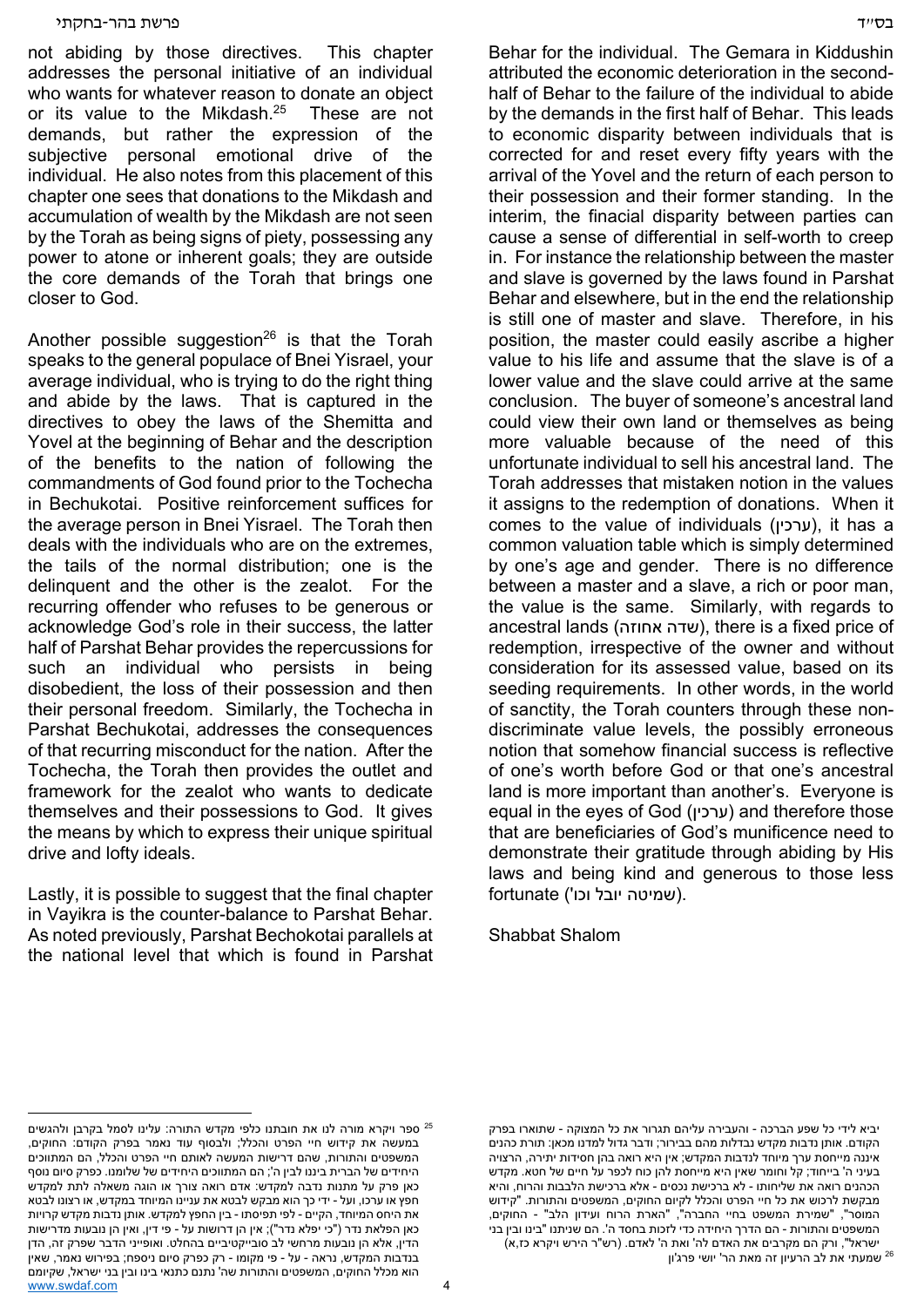not abiding by those directives. This chapter addresses the personal initiative of an individual who wants for whatever reason to donate an object or its value to the Mikdash.[25] These are not demands, but rather the expression of the subjective personal emotional drive of the individual. He also notes from this placement of this chapter one sees that donations to the Mikdash and accumulation of wealth by the Mikdash are not seen by the Torah as being signs of piety, possessing any power to atone or inherent goals; they are outside the core demands of the Torah that brings one closer to God.

Another possible suggestion[26] is that the Torah speaks to the general populace of Bnei Yisrael, your average individual, who is trying to do the right thing and abide by the laws. That is captured in the directives to obey the laws of the Shemitta and Yovel at the beginning of Behar and the description of the benefits to the nation of following the commandments of God found prior to the Tochecha in Bechukotai. Positive reinforcement suffices for the average person in Bnei Yisrael. The Torah then deals with the individuals who are on the extremes, the tails of the normal distribution; one is the delinquent and the other is the zealot. For the recurring offender who refuses to be generous or acknowledge God's role in their success, the latter half of Parshat Behar provides the repercussions for such an individual who persists in being disobedient, the loss of their possession and then their personal freedom. Similarly, the Tochecha in Parshat Bechukotai, addresses the consequences of that recurring misconduct for the nation. After the Tochecha, the Torah then provides the outlet and framework for the zealot who wants to dedicate themselves and their possessions to God. It gives the means by which to express their unique spiritual drive and lofty ideals.

Lastly, it is possible to suggest that the final chapter in Vayikra is the counter-balance to Parshat Behar. As noted previously, Parshat Bechokotai parallels at the national level that which is found in Parshat Behar for the individual. The Gemara in Kiddushin attributed the economic deterioration in the second-half of Behar to the failure of the individual to abide by the demands in the first half of Behar. This leads to economic disparity between individuals that is corrected for and reset every fifty years with the arrival of the Yovel and the return of each person to their possession and their former standing. In the interim, the finacial disparity between parties can cause a sense of differential in self-worth to creep in. For instance the relationship between the master and slave is governed by the laws found in Parshat Behar and elsewhere, but in the end the relationship is still one of master and slave. Therefore, in his position, the master could easily ascribe a higher value to his life and assume that the slave is of a lower value and the slave could arrive at the same conclusion. The buyer of someone's ancestral land could view their own land or themselves as being more valuable because of the need of this unfortunate individual to sell his ancestral land. The Torah addresses that mistaken notion in the values it assigns to the redemption of donations. When it comes to the value of individuals (ערכין), it has a common valuation table which is simply determined by one's age and gender. There is no difference between a master and a slave, a rich or poor man, the value is the same. Similarly, with regards to ancestral lands (שדה אחוזה), there is a fixed price of redemption, irrespective of the owner and without consideration for its assessed value, based on its seeding requirements. In other words, in the world of sanctity, the Torah counters through these non-discriminate value levels, the possibly erroneous notion that somehow financial success is reflective of one's worth before God or that one's ancestral land is more important than another's. Everyone is equal in the eyes of God (ערכין) and therefore those that are beneficiaries of God's munificence need to demonstrate their gratitude through abiding by His laws and being kind and generous to those less fortunate (שמיטה יובל וכו').

Shabbat Shalom

---

[25] ספר ויקרא מורה לנו את חובתנו כלפי מקדש התורה: עלינו לסמל בקרבן ולהגשים במעשה את קידוש חיי הפרט והכלל; ולבסוף עוד נאמר בפרק הקודם: החוקים, המשפטים והתורות, שהם דרישות המעשה לאותם חיי הפרט והכלל, הם המתווכים היחידים של הברית בינינו לבין ה'; הם המתווכים היחידים של שלומנו. כפרק סיום נוסף כאן פרק על מתנות נדבה למקדש: אדם רואה צורך או הוגה משאלה לתת למקדש חפץ או ערכו, ועל - ידי כך הוא מבקש לבטא את עניינו המיוחד במקדש, או רצונו לבטא את היחס המיוחד, הקיים - לפי תפיסתו - בין החפץ למקדש. אותן נדבות מקדש קרויות כאן הפלאת נדר ("כי יפלא נדר"); אין הן דרושות על - פי דין, ואין הן נובעות מדרישות הדין, אלא הן נובעות מרחשי לב סובייקטיביים בהחלט. ואופייני הדבר שפרק זה, הדן בנדבות המקדש, נראה - על - פי מקומו - רק כפרק סיום ניספח; בפירוש נאמר, שאין הוא מכלל החוקים, המשפטים והתורות שה' נתנם כתנאי בינו ובין בני ישראל, שקיומם יביא לידי כל שפע הברכה - והעבירה עליהם תגרור את כל המצוקה - שתוארו בפרק הקודם. אותן נדבות מקדש נבדלות מהם בבירור; ודבר גדול למדנו מכאן: תורת כהנים איננה מייחסת ערך מיוחד לנדבות המקדש; אין היא רואה בהן חסידות יתירה, הרצויה בעיני ה' בייחוד; קל וחומר שאין היא מייחסת להן כוח לכפר על חיים של חטא. מקדש הכהנים רואה את שליחותו - לא ברכישת נכסים - אלא ברכישת הלבבות והרוח, והיא מבקשת לרכוש את כל חיי הפרט והכלל לקיום החוקים, המשפטים והתורות. "קידוש המוסר", "שמירת המשפט בחיי החברה", "הארת הרוח ועידון הלב" - החוקים, המשפטים והתורות - הם הדרך היחידה כדי לזכות בחסד ה'. הם שניתנו "בינו ובין בני ישראל", ורק הם מקרבים את האדם לה' ואת ה' לאדם. (רש"ר הירש ויקרא כז,א)

[26] שמעתי את לב הרעיון זה מאת הר' יושי פרג'ון

www.swdaf.com